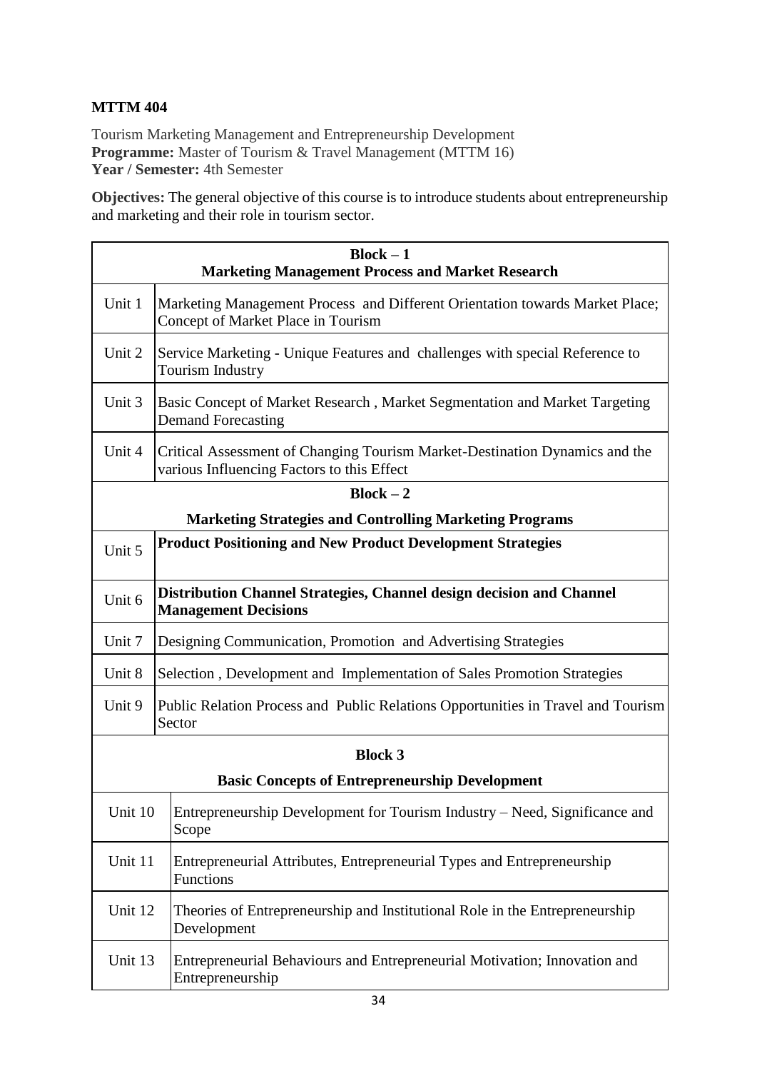**MTTM 404**

Tourism Marketing Management and Entrepreneurship Development
**Programme:** Master of Tourism & Travel Management (MTTM 16)
**Year / Semester:** 4th Semester

**Objectives:** The general objective of this course is to introduce students about entrepreneurship and marketing and their role in tourism sector.

| **Block – 1 Marketing Management Process and Market Research** | |
|---|---|
| Unit 1 | Marketing Management Process and Different Orientation towards Market Place; Concept of Market Place in Tourism |
| Unit 2 | Service Marketing - Unique Features and challenges with special Reference to Tourism Industry |
| Unit 3 | Basic Concept of Market Research , Market Segmentation and Market Targeting Demand Forecasting |
| Unit 4 | Critical Assessment of Changing Tourism Market-Destination Dynamics and the various Influencing Factors to this Effect |
| **Block – 2 Marketing Strategies and Controlling Marketing Programs** | |
| Unit 5 | **Product Positioning and New Product Development Strategies** |
| Unit 6 | **Distribution Channel Strategies, Channel design decision and Channel Management Decisions** |
| Unit 7 | Designing Communication, Promotion and Advertising Strategies |
| Unit 8 | Selection , Development and Implementation of Sales Promotion Strategies |
| Unit 9 | Public Relation Process and Public Relations Opportunities in Travel and Tourism Sector |
| **Block 3 Basic Concepts of Entrepreneurship Development** | |
| Unit 10 | Entrepreneurship Development for Tourism Industry – Need, Significance and Scope |
| Unit 11 | Entrepreneurial Attributes, Entrepreneurial Types and Entrepreneurship Functions |
| Unit 12 | Theories of Entrepreneurship and Institutional Role in the Entrepreneurship Development |
| Unit 13 | Entrepreneurial Behaviours and Entrepreneurial Motivation; Innovation and Entrepreneurship |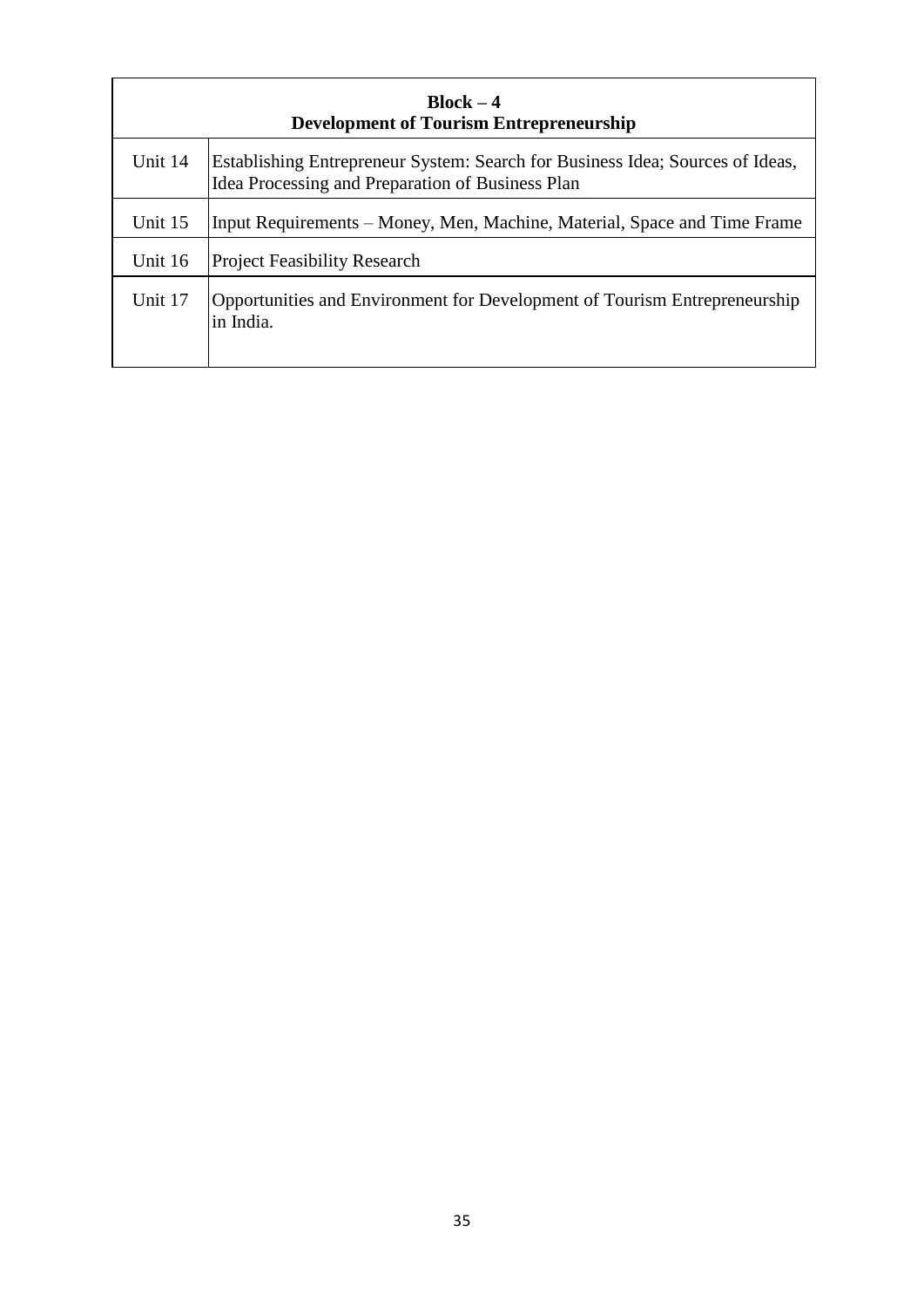| Block – 4<br>Development of Tourism Entrepreneurship | |
|---|---|
| Unit 14 | Establishing Entrepreneur System: Search for Business Idea; Sources of Ideas, Idea Processing and Preparation of Business Plan |
| Unit 15 | Input Requirements – Money, Men, Machine, Material, Space and Time Frame |
| Unit 16 | Project Feasibility Research |
| Unit 17 | Opportunities and Environment for Development of Tourism Entrepreneurship in India. |